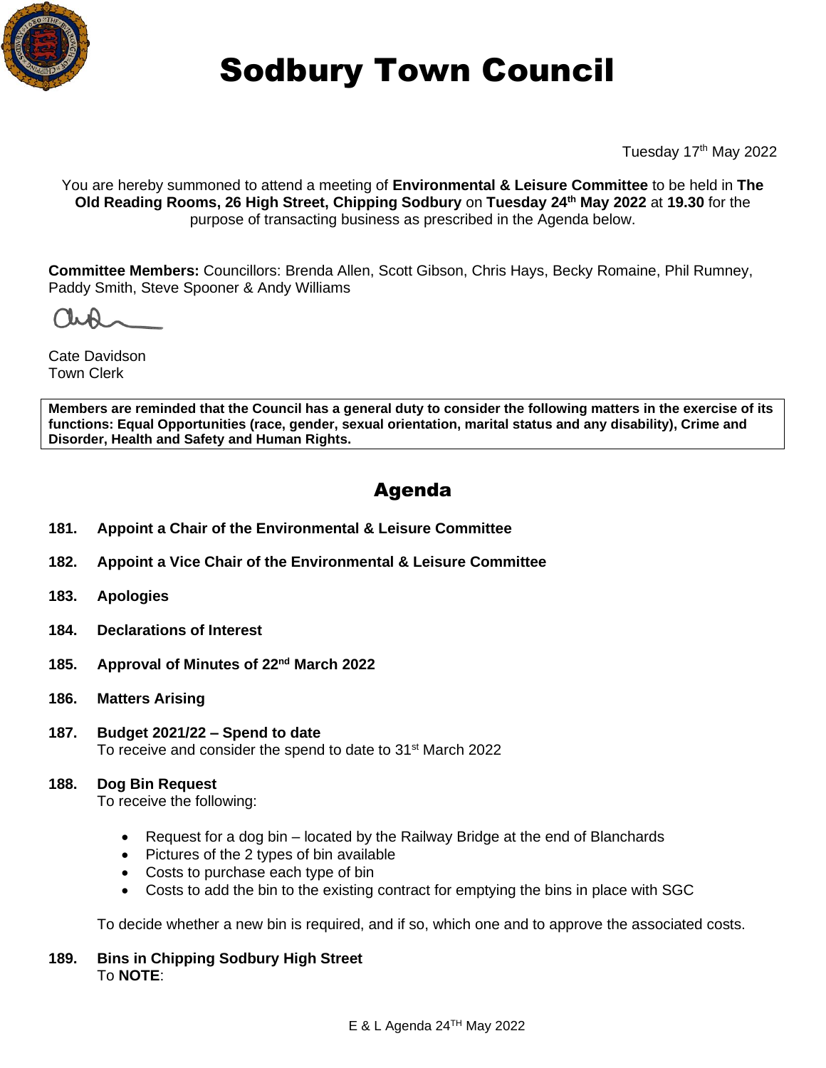# Sodbury Town Council

Tuesday 17th May 2022

You are hereby summoned to attend a meeting of **Environmental & Leisure Committee** to be held in **The Old Reading Rooms, 26 High Street, Chipping Sodbury** on **Tuesday 24th May 2022** at **19.30** for the purpose of transacting business as prescribed in the Agenda below.

**Committee Members:** Councillors: Brenda Allen, Scott Gibson, Chris Hays, Becky Romaine, Phil Rumney, Paddy Smith, Steve Spooner & Andy Williams

Cate Davidson
Town Clerk

**Members are reminded that the Council has a general duty to consider the following matters in the exercise of its functions: Equal Opportunities (race, gender, sexual orientation, marital status and any disability), Crime and Disorder, Health and Safety and Human Rights.**

## Agenda

**181. Appoint a Chair of the Environmental & Leisure Committee**

**182. Appoint a Vice Chair of the Environmental & Leisure Committee**

**183. Apologies**

**184. Declarations of Interest**

**185. Approval of Minutes of 22nd March 2022**

**186. Matters Arising**

**187. Budget 2021/22 – Spend to date**
To receive and consider the spend to date to 31st March 2022

**188. Dog Bin Request**
To receive the following:

- Request for a dog bin – located by the Railway Bridge at the end of Blanchards
- Pictures of the 2 types of bin available
- Costs to purchase each type of bin
- Costs to add the bin to the existing contract for emptying the bins in place with SGC

To decide whether a new bin is required, and if so, which one and to approve the associated costs.

**189. Bins in Chipping Sodbury High Street**
To **NOTE**: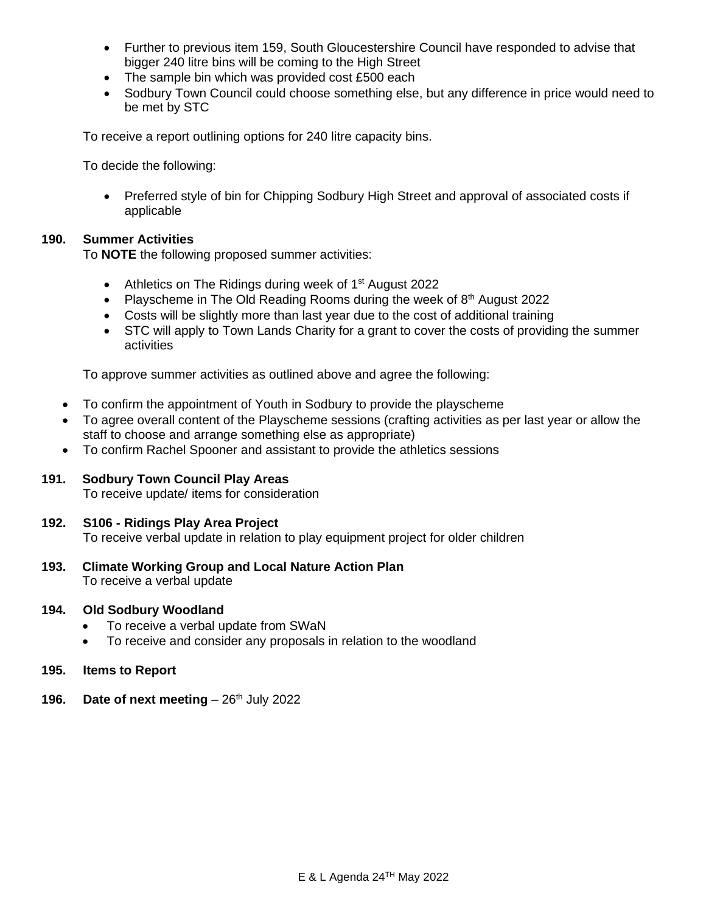- Further to previous item 159, South Gloucestershire Council have responded to advise that bigger 240 litre bins will be coming to the High Street
- The sample bin which was provided cost £500 each
- Sodbury Town Council could choose something else, but any difference in price would need to be met by STC

To receive a report outlining options for 240 litre capacity bins.

To decide the following:

- Preferred style of bin for Chipping Sodbury High Street and approval of associated costs if applicable

**190. Summer Activities**

To **NOTE** the following proposed summer activities:

- Athletics on The Ridings during week of 1st August 2022
- Playscheme in The Old Reading Rooms during the week of 8th August 2022
- Costs will be slightly more than last year due to the cost of additional training
- STC will apply to Town Lands Charity for a grant to cover the costs of providing the summer activities

To approve summer activities as outlined above and agree the following:

- To confirm the appointment of Youth in Sodbury to provide the playscheme
- To agree overall content of the Playscheme sessions (crafting activities as per last year or allow the staff to choose and arrange something else as appropriate)
- To confirm Rachel Spooner and assistant to provide the athletics sessions

**191. Sodbury Town Council Play Areas**

To receive update/ items for consideration

**192. S106 - Ridings Play Area Project**

To receive verbal update in relation to play equipment project for older children

**193. Climate Working Group and Local Nature Action Plan**

To receive a verbal update

**194. Old Sodbury Woodland**

- To receive a verbal update from SWaN
- To receive and consider any proposals in relation to the woodland

**195. Items to Report**

**196. Date of next meeting** – 26th July 2022